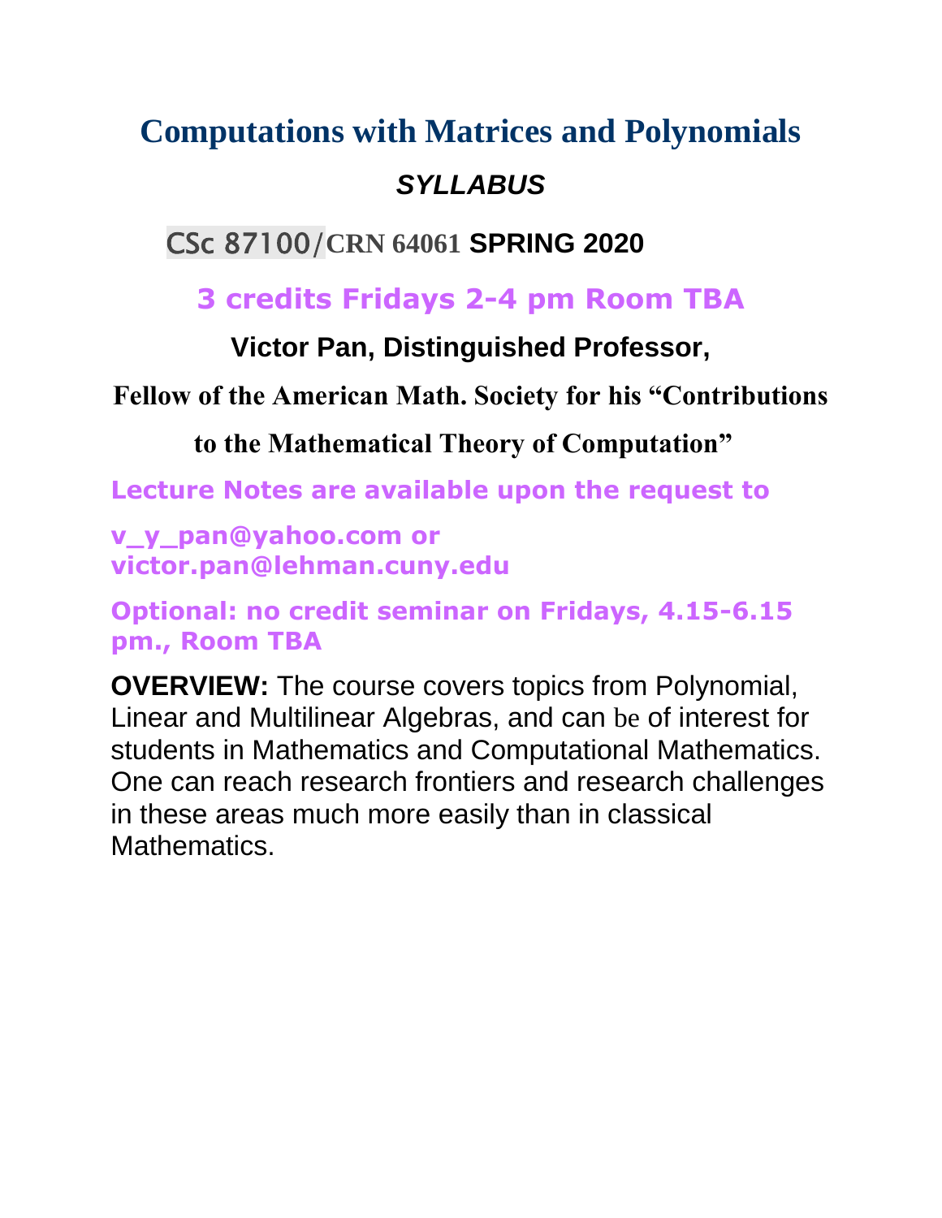# Computations with Matrices and Polynomials

## *SYLLABUS*

**CSc 87100/CRN 64061 SPRING 2020**

**3 credits Fridays 2-4 pm Room TBA**

**Victor Pan, Distinguished Professor,**

**Fellow of the American Math. Society for his "Contributions to the Mathematical Theory of Computation"**

**Lecture Notes are available upon the request to**

**v_y_pan@yahoo.com or victor.pan@lehman.cuny.edu**

**Optional: no credit seminar on Fridays, 4.15-6.15 pm., Room TBA**

**OVERVIEW:** The course covers topics from Polynomial, Linear and Multilinear Algebras, and can be of interest for students in Mathematics and Computational Mathematics. One can reach research frontiers and research challenges in these areas much more easily than in classical Mathematics.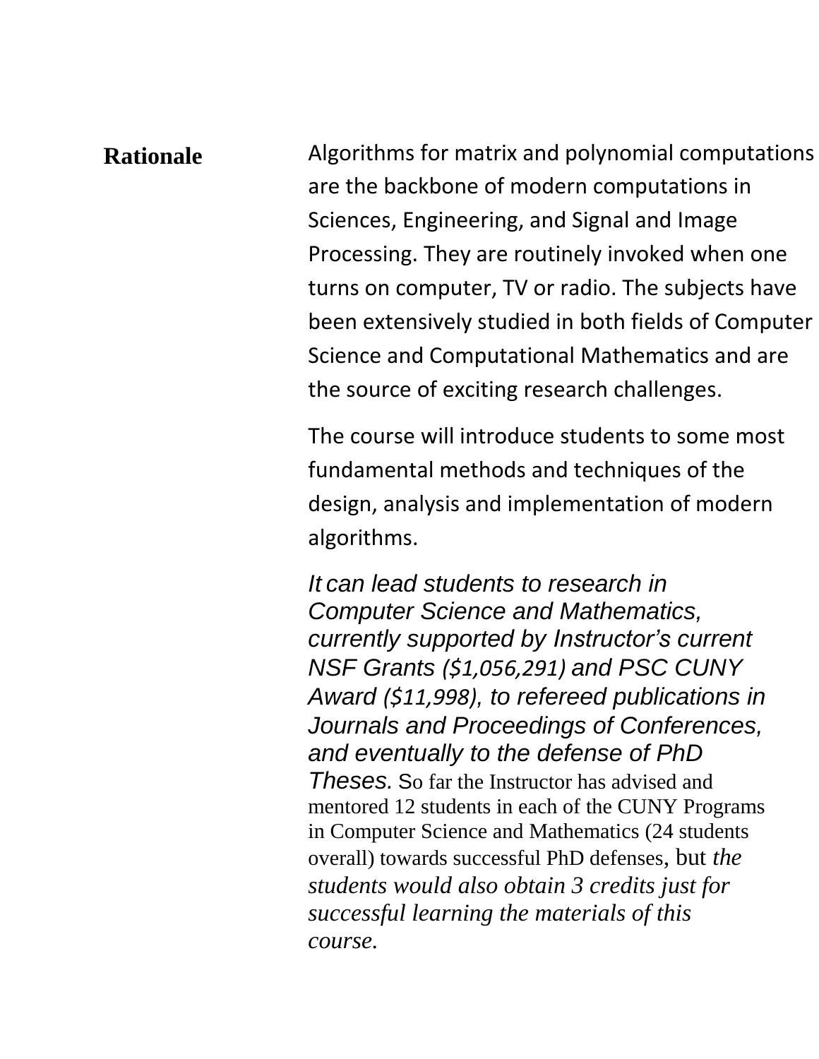**Rationale**

Algorithms for matrix and polynomial computations are the backbone of modern computations in Sciences, Engineering, and Signal and Image Processing. They are routinely invoked when one turns on computer, TV or radio. The subjects have been extensively studied in both fields of Computer Science and Computational Mathematics and are the source of exciting research challenges.

The course will introduce students to some most fundamental methods and techniques of the design, analysis and implementation of modern algorithms.

*It can lead students to research in Computer Science and Mathematics, currently supported by Instructor's current NSF Grants ($1,056,291) and PSC CUNY Award ($11,998), to refereed publications in Journals and Proceedings of Conferences, and eventually to the defense of PhD Theses.* So far the Instructor has advised and mentored 12 students in each of the CUNY Programs in Computer Science and Mathematics (24 students overall) towards successful PhD defenses, but *the students would also obtain 3 credits just for successful learning the materials of this course.*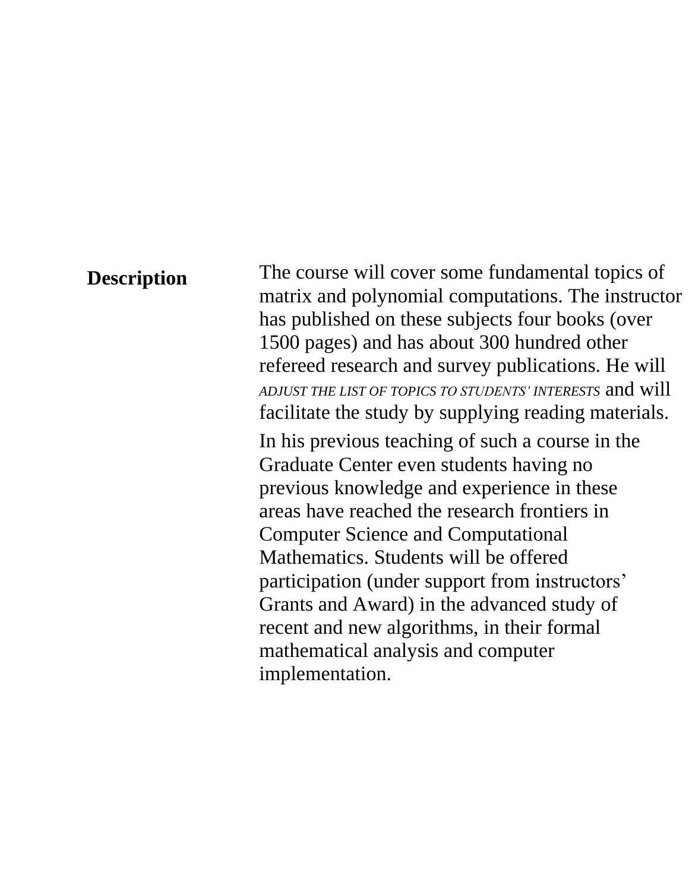| **Description** | The course will cover some fundamental topics of matrix and polynomial computations. The instructor has published on these subjects four books (over 1500 pages) and has about 300 hundred other refereed research and survey publications. He will *ADJUST THE LIST OF TOPICS TO STUDENTS' INTERESTS* and will facilitate the study by supplying reading materials.<br><br>In his previous teaching of such a course in the Graduate Center even students having no previous knowledge and experience in these areas have reached the research frontiers in Computer Science and Computational Mathematics. Students will be offered participation (under support from instructors' Grants and Award) in the advanced study of recent and new algorithms, in their formal mathematical analysis and computer implementation. |
|---|---|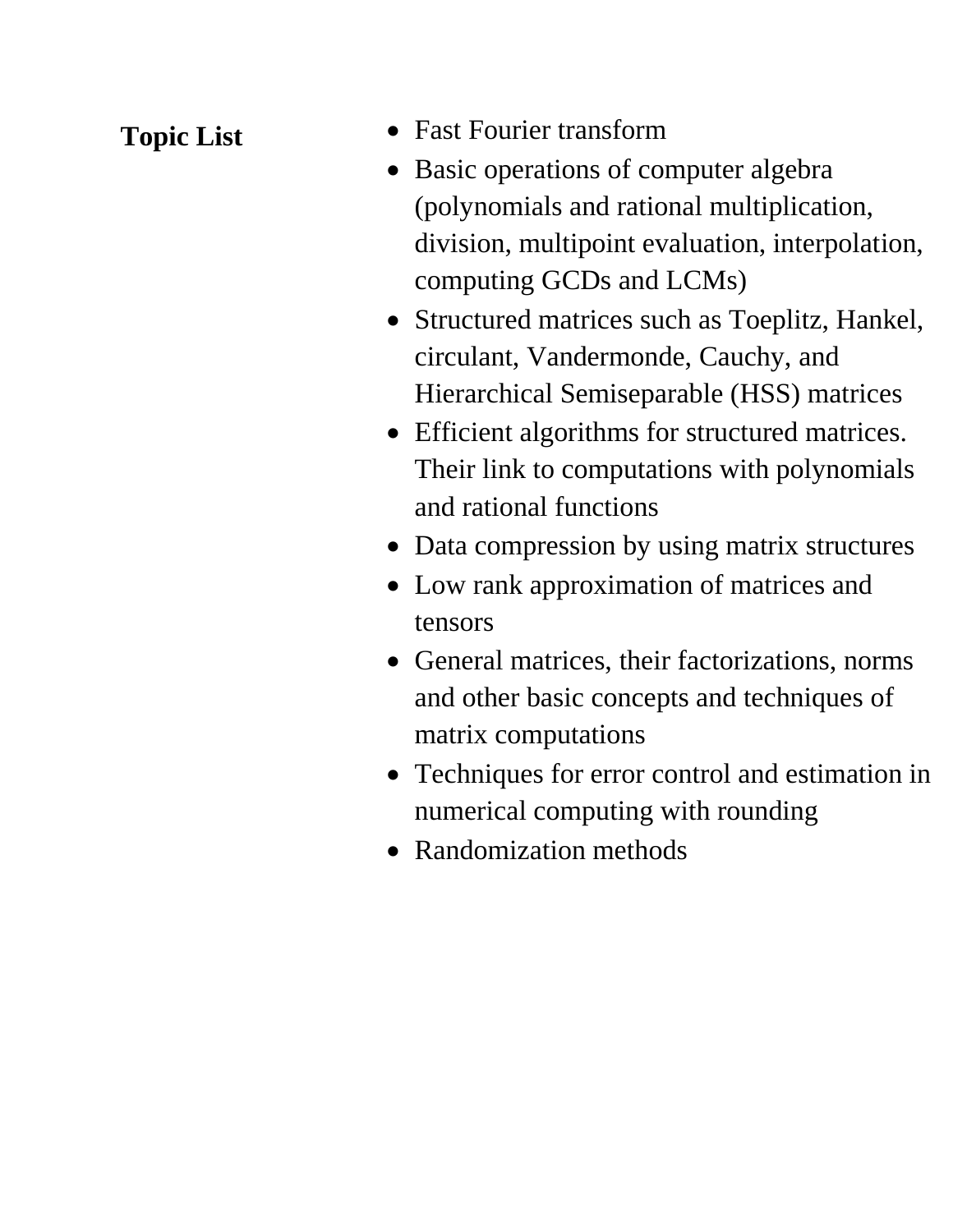**Topic List**

- Fast Fourier transform
- Basic operations of computer algebra (polynomials and rational multiplication, division, multipoint evaluation, interpolation, computing GCDs and LCMs)
- Structured matrices such as Toeplitz, Hankel, circulant, Vandermonde, Cauchy, and Hierarchical Semiseparable (HSS) matrices
- Efficient algorithms for structured matrices. Their link to computations with polynomials and rational functions
- Data compression by using matrix structures
- Low rank approximation of matrices and tensors
- General matrices, their factorizations, norms and other basic concepts and techniques of matrix computations
- Techniques for error control and estimation in numerical computing with rounding
- Randomization methods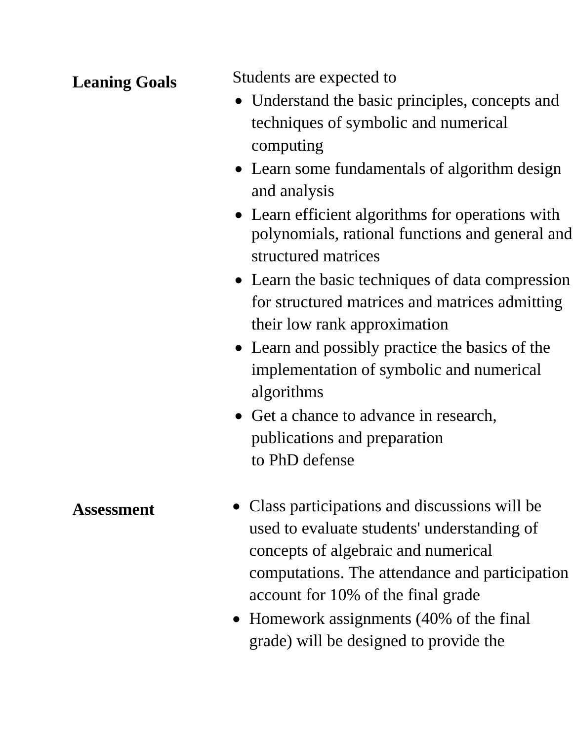**Leaning Goals**

Students are expected to

- Understand the basic principles, concepts and techniques of symbolic and numerical computing
- Learn some fundamentals of algorithm design and analysis
- Learn efficient algorithms for operations with polynomials, rational functions and general and structured matrices
- Learn the basic techniques of data compression for structured matrices and matrices admitting their low rank approximation
- Learn and possibly practice the basics of the implementation of symbolic and numerical algorithms
- Get a chance to advance in research, publications and preparation to PhD defense

**Assessment**

- Class participations and discussions will be used to evaluate students' understanding of concepts of algebraic and numerical computations. The attendance and participation account for 10% of the final grade
- Homework assignments (40% of the final grade) will be designed to provide the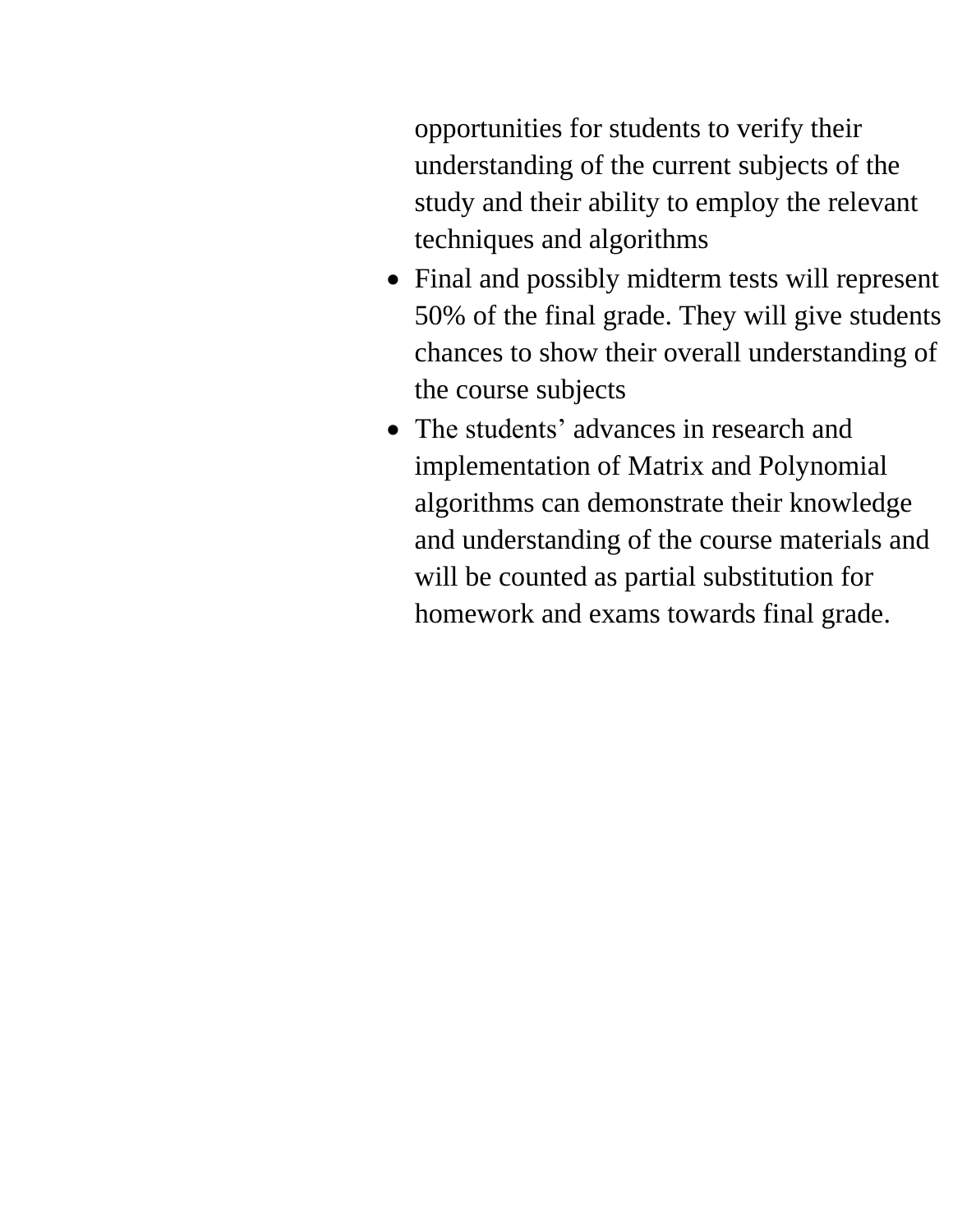opportunities for students to verify their understanding of the current subjects of the study and their ability to employ the relevant techniques and algorithms

- Final and possibly midterm tests will represent 50% of the final grade. They will give students chances to show their overall understanding of the course subjects
- The students' advances in research and implementation of Matrix and Polynomial algorithms can demonstrate their knowledge and understanding of the course materials and will be counted as partial substitution for homework and exams towards final grade.